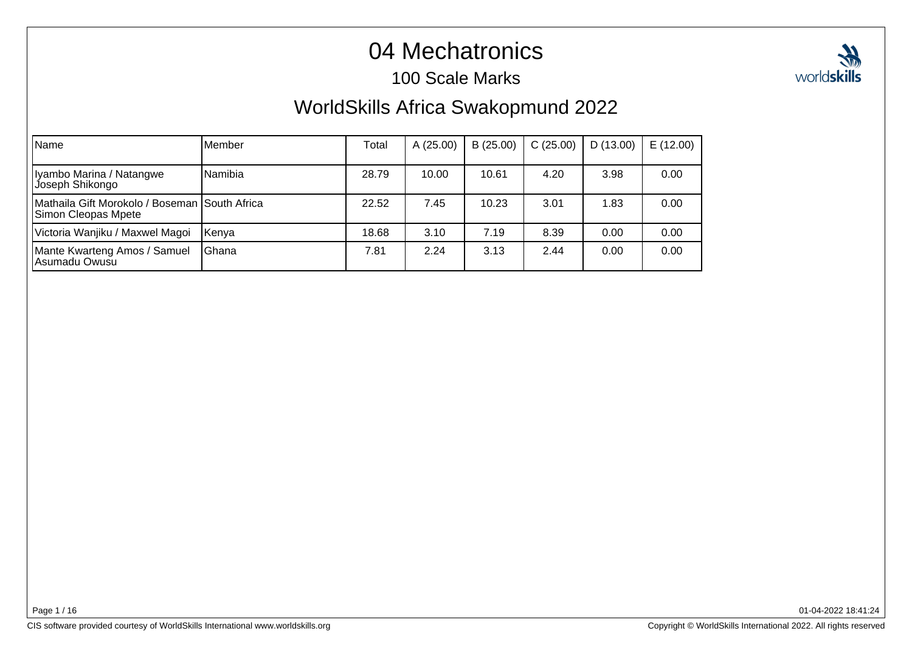# 04 Mechatronics

## 100 Scale Marks

## WorldSkills Africa Swakopmund 2022

| Name | Member | Total | A (25.00) | B (25.00) | C (25.00) | D (13.00) | E (12.00) |
|---|---|---|---|---|---|---|---|
| Iyambo Marina / Natangwe Joseph Shikongo | Namibia | 28.79 | 10.00 | 10.61 | 4.20 | 3.98 | 0.00 |
| Mathaila Gift Morokolo / Boseman Simon Cleopas Mpete | South Africa | 22.52 | 7.45 | 10.23 | 3.01 | 1.83 | 0.00 |
| Victoria Wanjiku / Maxwel Magoi | Kenya | 18.68 | 3.10 | 7.19 | 8.39 | 0.00 | 0.00 |
| Mante Kwarteng Amos / Samuel Asumadu Owusu | Ghana | 7.81 | 2.24 | 3.13 | 2.44 | 0.00 | 0.00 |

01-04-2022 18:41:24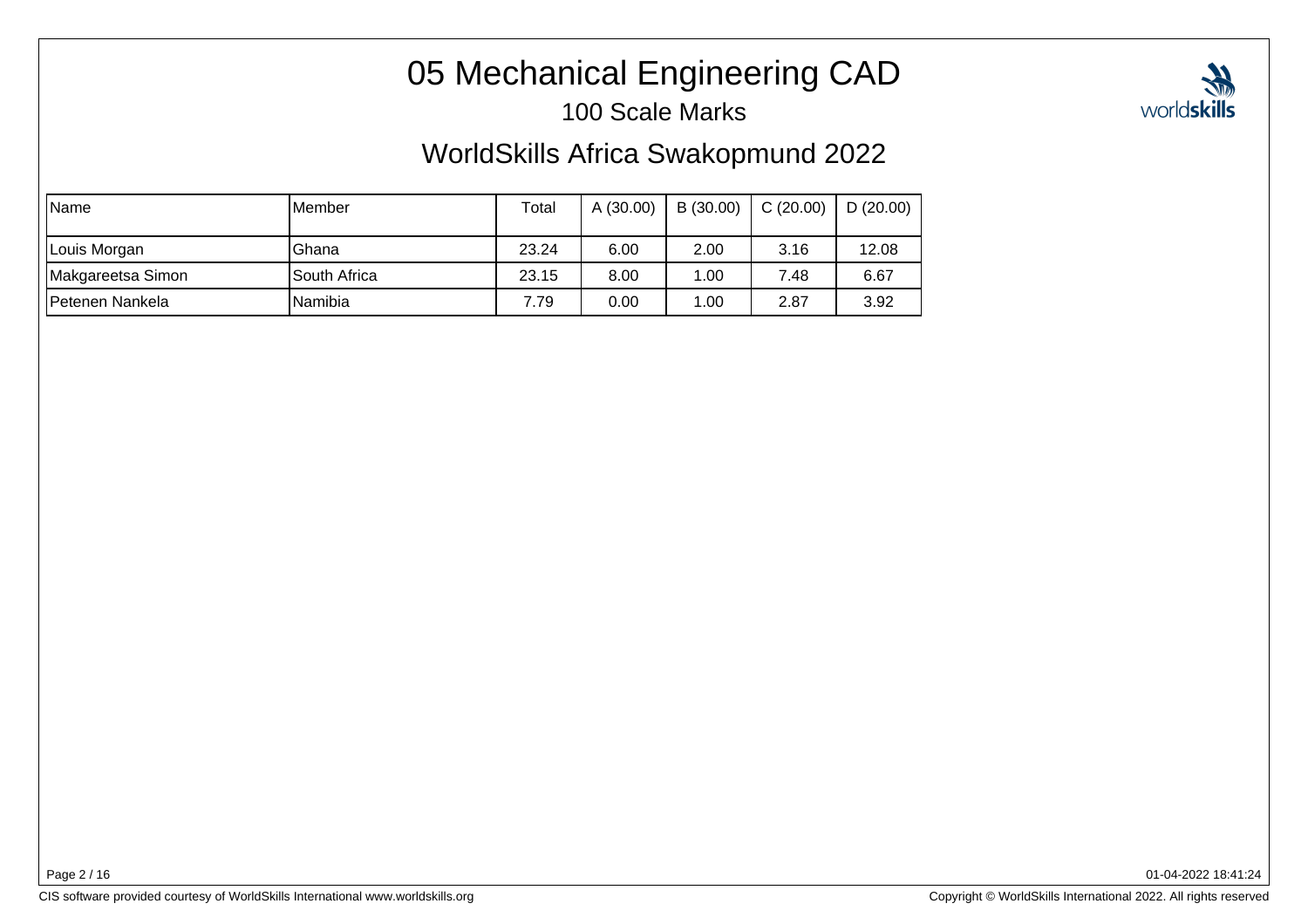# 05 Mechanical Engineering CAD

## 100 Scale Marks

## WorldSkills Africa Swakopmund 2022

| Name | Member | Total | A (30.00) | B (30.00) | C (20.00) | D (20.00) |
|---|---|---|---|---|---|---|
| Louis Morgan | Ghana | 23.24 | 6.00 | 2.00 | 3.16 | 12.08 |
| Makgareetsa Simon | South Africa | 23.15 | 8.00 | 1.00 | 7.48 | 6.67 |
| Petenen Nankela | Namibia | 7.79 | 0.00 | 1.00 | 2.87 | 3.92 |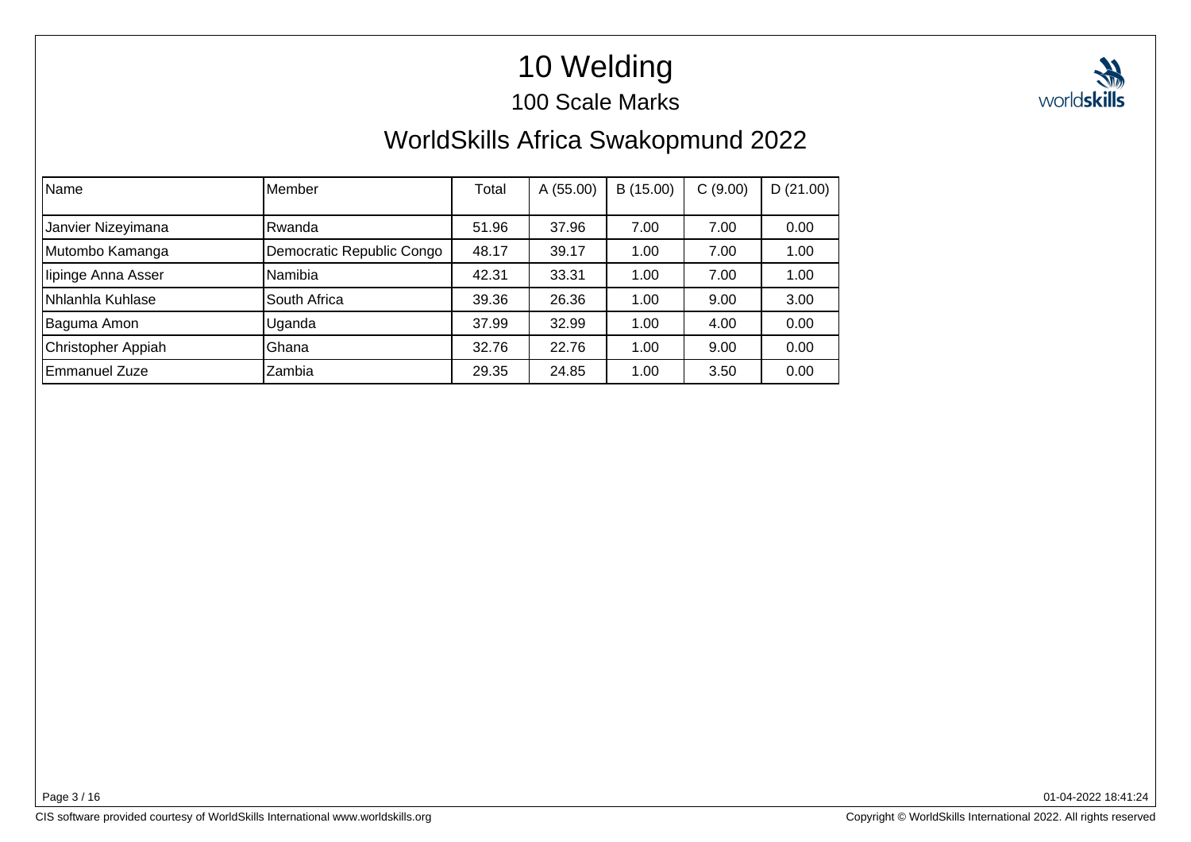# 10 Welding

## 100 Scale Marks

## WorldSkills Africa Swakopmund 2022

| Name | Member | Total | A (55.00) | B (15.00) | C (9.00) | D (21.00) |
|---|---|---|---|---|---|---|
| Janvier Nizeyimana | Rwanda | 51.96 | 37.96 | 7.00 | 7.00 | 0.00 |
| Mutombo Kamanga | Democratic Republic Congo | 48.17 | 39.17 | 1.00 | 7.00 | 1.00 |
| Iipinge Anna Asser | Namibia | 42.31 | 33.31 | 1.00 | 7.00 | 1.00 |
| Nhlanhla Kuhlase | South Africa | 39.36 | 26.36 | 1.00 | 9.00 | 3.00 |
| Baguma Amon | Uganda | 37.99 | 32.99 | 1.00 | 4.00 | 0.00 |
| Christopher Appiah | Ghana | 32.76 | 22.76 | 1.00 | 9.00 | 0.00 |
| Emmanuel Zuze | Zambia | 29.35 | 24.85 | 1.00 | 3.50 | 0.00 |

01-04-2022 18:41:24

CIS software provided courtesy of WorldSkills International www.worldskills.org

Copyright © WorldSkills International 2022. All rights reserved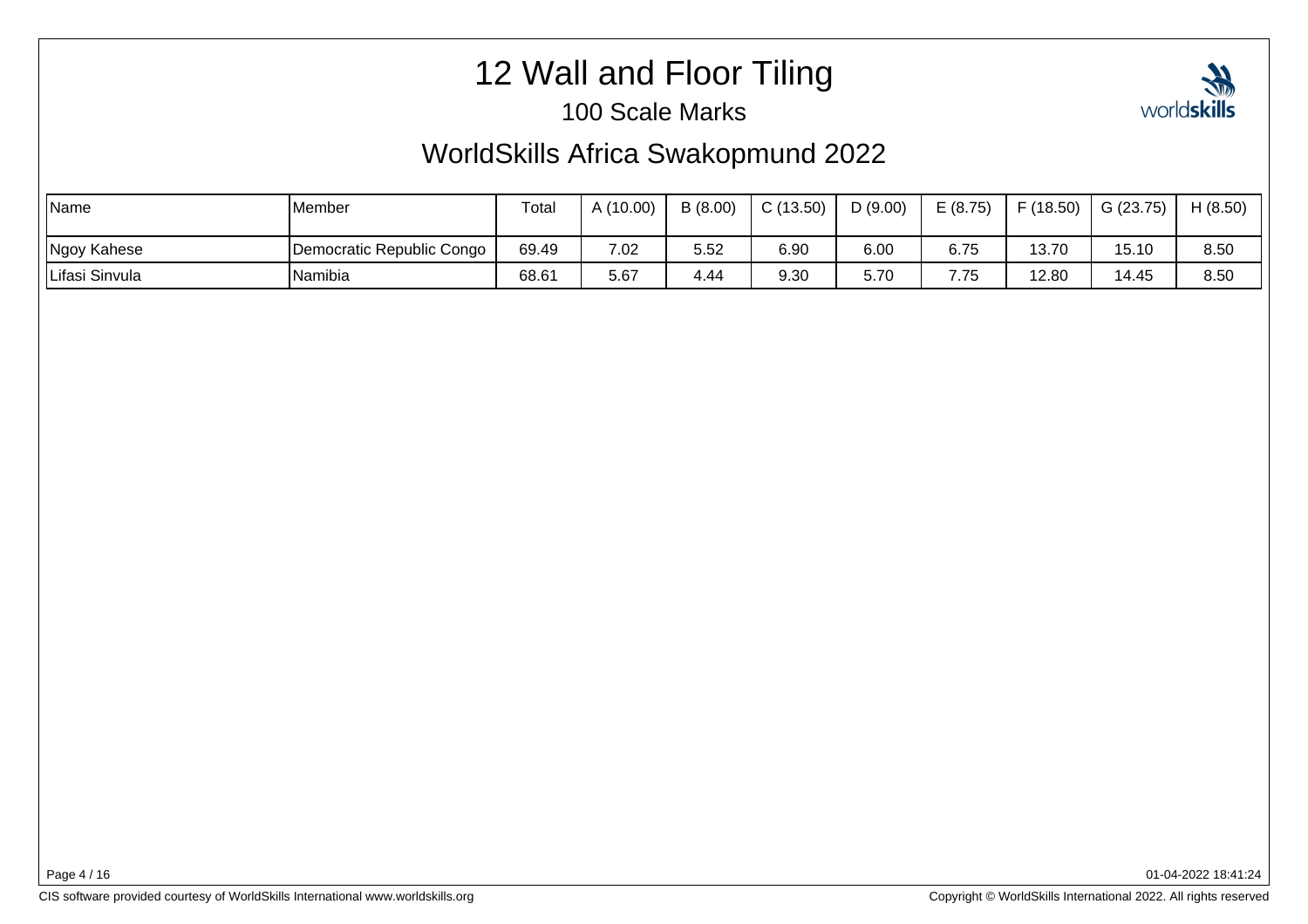# 12 Wall and Floor Tiling

## 100 Scale Marks

## WorldSkills Africa Swakopmund 2022

| Name | Member | Total | A (10.00) | B (8.00) | C (13.50) | D (9.00) | E (8.75) | F (18.50) | G (23.75) | H (8.50) |
|---|---|---|---|---|---|---|---|---|---|---|
| Ngoy Kahese | Democratic Republic Congo | 69.49 | 7.02 | 5.52 | 6.90 | 6.00 | 6.75 | 13.70 | 15.10 | 8.50 |
| Lifasi Sinvula | Namibia | 68.61 | 5.67 | 4.44 | 9.30 | 5.70 | 7.75 | 12.80 | 14.45 | 8.50 |

01-04-2022 18:41:24

CIS software provided courtesy of WorldSkills International www.worldskills.org

Copyright © WorldSkills International 2022. All rights reserved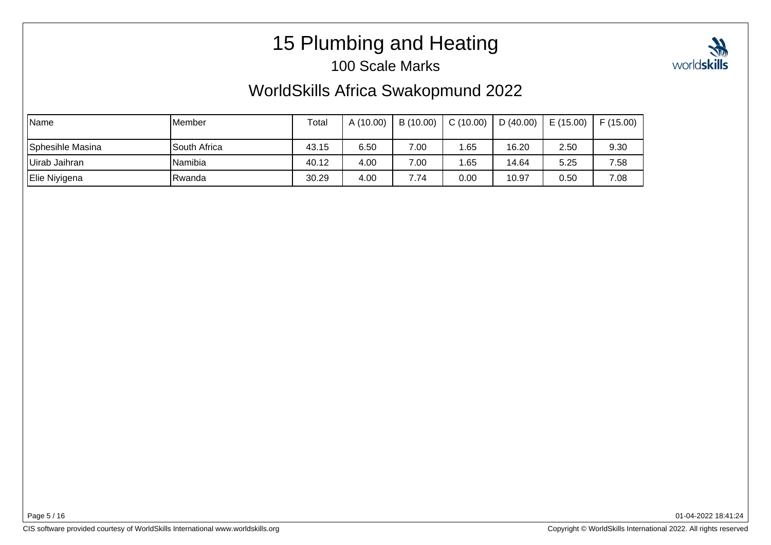# 15 Plumbing and Heating

## 100 Scale Marks

## WorldSkills Africa Swakopmund 2022

| Name | Member | Total | A (10.00) | B (10.00) | C (10.00) | D (40.00) | E (15.00) | F (15.00) |
|---|---|---|---|---|---|---|---|---|
| Sphesihle Masina | South Africa | 43.15 | 6.50 | 7.00 | 1.65 | 16.20 | 2.50 | 9.30 |
| Uirab Jaihran | Namibia | 40.12 | 4.00 | 7.00 | 1.65 | 14.64 | 5.25 | 7.58 |
| Elie Niyigena | Rwanda | 30.29 | 4.00 | 7.74 | 0.00 | 10.97 | 0.50 | 7.08 |

01-04-2022 18:41:24

CIS software provided courtesy of WorldSkills International www.worldskills.org

Copyright © WorldSkills International 2022. All rights reserved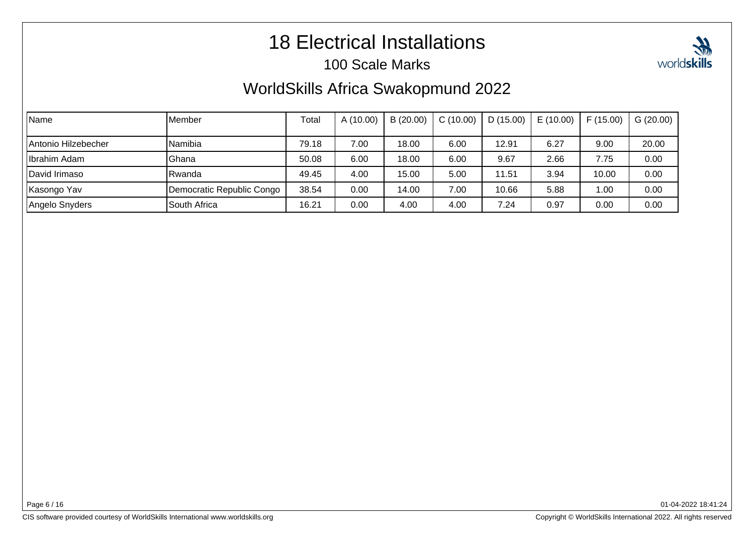# 18 Electrical Installations

## 100 Scale Marks

## WorldSkills Africa Swakopmund 2022

| Name | Member | Total | A (10.00) | B (20.00) | C (10.00) | D (15.00) | E (10.00) | F (15.00) | G (20.00) |
|---|---|---|---|---|---|---|---|---|---|
| Antonio Hilzebecher | Namibia | 79.18 | 7.00 | 18.00 | 6.00 | 12.91 | 6.27 | 9.00 | 20.00 |
| Ibrahim Adam | Ghana | 50.08 | 6.00 | 18.00 | 6.00 | 9.67 | 2.66 | 7.75 | 0.00 |
| David Irimaso | Rwanda | 49.45 | 4.00 | 15.00 | 5.00 | 11.51 | 3.94 | 10.00 | 0.00 |
| Kasongo Yav | Democratic Republic Congo | 38.54 | 0.00 | 14.00 | 7.00 | 10.66 | 5.88 | 1.00 | 0.00 |
| Angelo Snyders | South Africa | 16.21 | 0.00 | 4.00 | 4.00 | 7.24 | 0.97 | 0.00 | 0.00 |

01-04-2022 18:41:24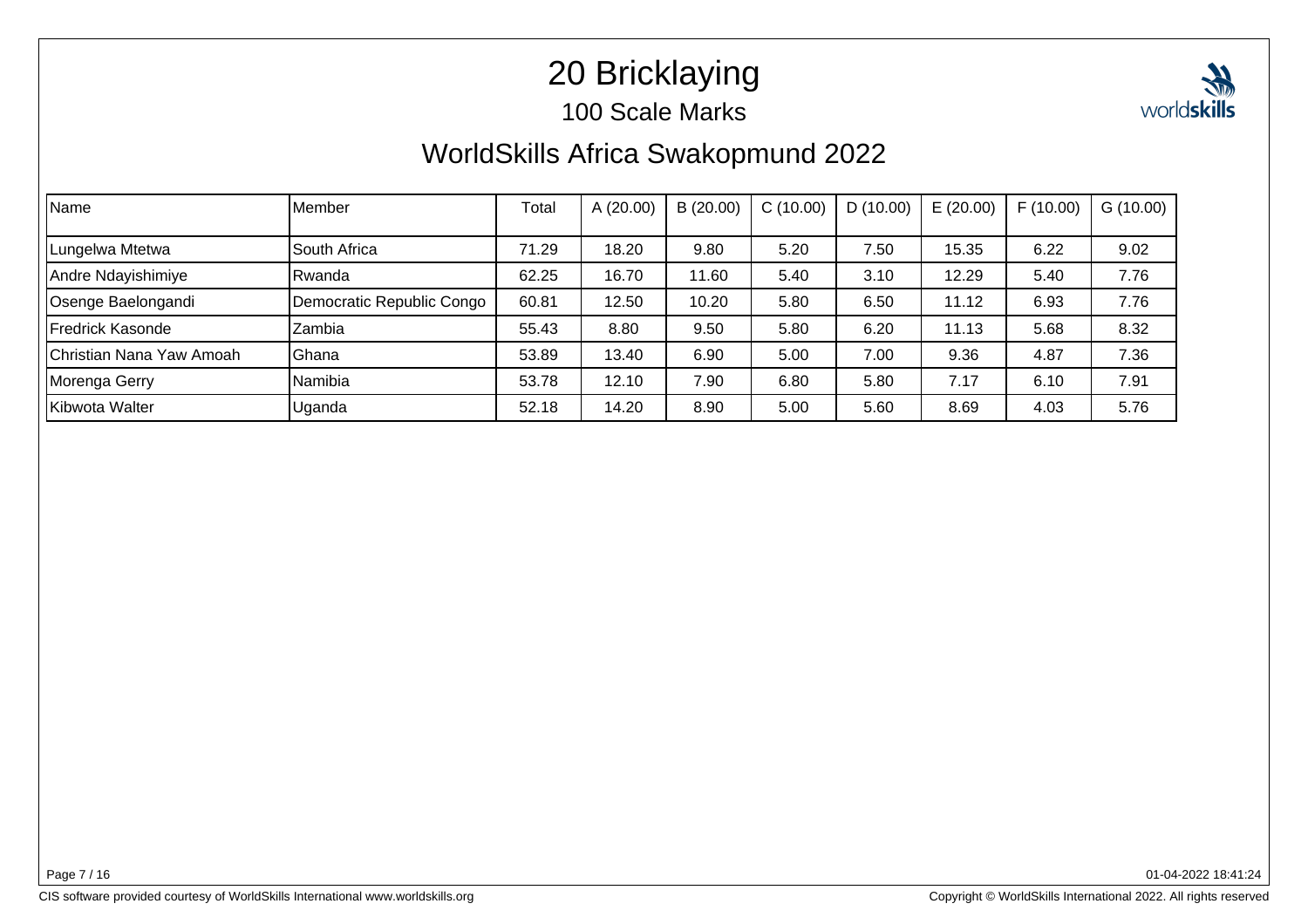# 20 Bricklaying

## 100 Scale Marks

## WorldSkills Africa Swakopmund 2022

| Name | Member | Total | A (20.00) | B (20.00) | C (10.00) | D (10.00) | E (20.00) | F (10.00) | G (10.00) |
|---|---|---|---|---|---|---|---|---|---|
| Lungelwa Mtetwa | South Africa | 71.29 | 18.20 | 9.80 | 5.20 | 7.50 | 15.35 | 6.22 | 9.02 |
| Andre Ndayishimiye | Rwanda | 62.25 | 16.70 | 11.60 | 5.40 | 3.10 | 12.29 | 5.40 | 7.76 |
| Osenge Baelongandi | Democratic Republic Congo | 60.81 | 12.50 | 10.20 | 5.80 | 6.50 | 11.12 | 6.93 | 7.76 |
| Fredrick Kasonde | Zambia | 55.43 | 8.80 | 9.50 | 5.80 | 6.20 | 11.13 | 5.68 | 8.32 |
| Christian Nana Yaw Amoah | Ghana | 53.89 | 13.40 | 6.90 | 5.00 | 7.00 | 9.36 | 4.87 | 7.36 |
| Morenga Gerry | Namibia | 53.78 | 12.10 | 7.90 | 6.80 | 5.80 | 7.17 | 6.10 | 7.91 |
| Kibwota Walter | Uganda | 52.18 | 14.20 | 8.90 | 5.00 | 5.60 | 8.69 | 4.03 | 5.76 |

01-04-2022 18:41:24

CIS software provided courtesy of WorldSkills International www.worldskills.org

Copyright © WorldSkills International 2022. All rights reserved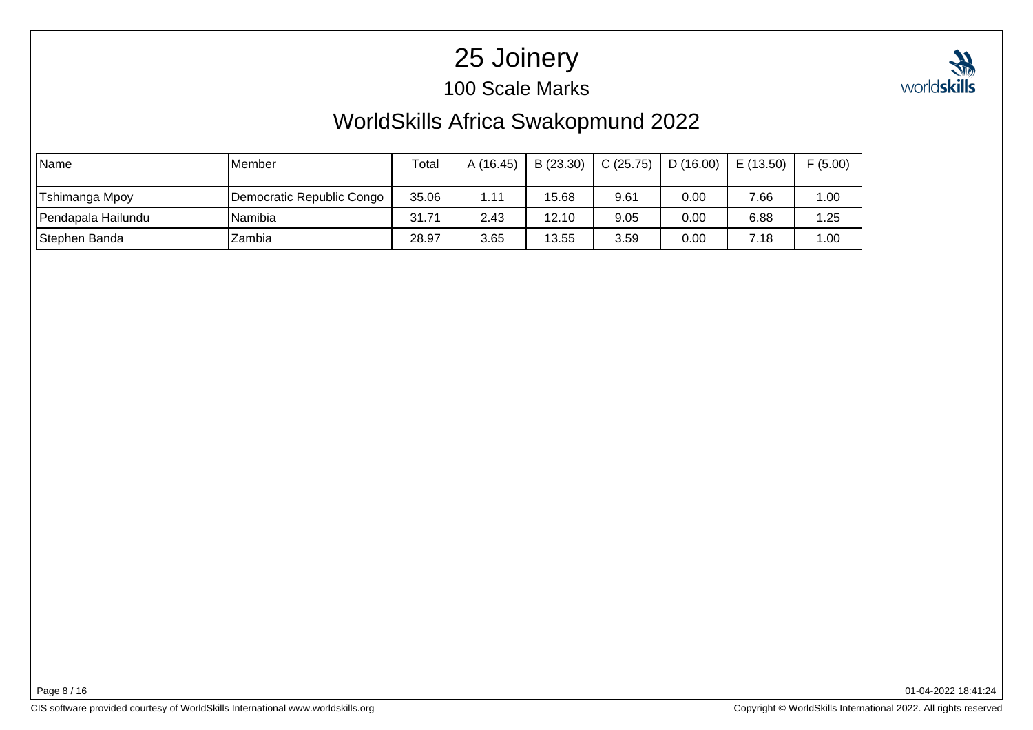# 25 Joinery

## 100 Scale Marks

## WorldSkills Africa Swakopmund 2022

| Name | Member | Total | A (16.45) | B (23.30) | C (25.75) | D (16.00) | E (13.50) | F (5.00) |
|---|---|---|---|---|---|---|---|---|
| Tshimanga Mpoy | Democratic Republic Congo | 35.06 | 1.11 | 15.68 | 9.61 | 0.00 | 7.66 | 1.00 |
| Pendapala Hailundu | Namibia | 31.71 | 2.43 | 12.10 | 9.05 | 0.00 | 6.88 | 1.25 |
| Stephen Banda | Zambia | 28.97 | 3.65 | 13.55 | 3.59 | 0.00 | 7.18 | 1.00 |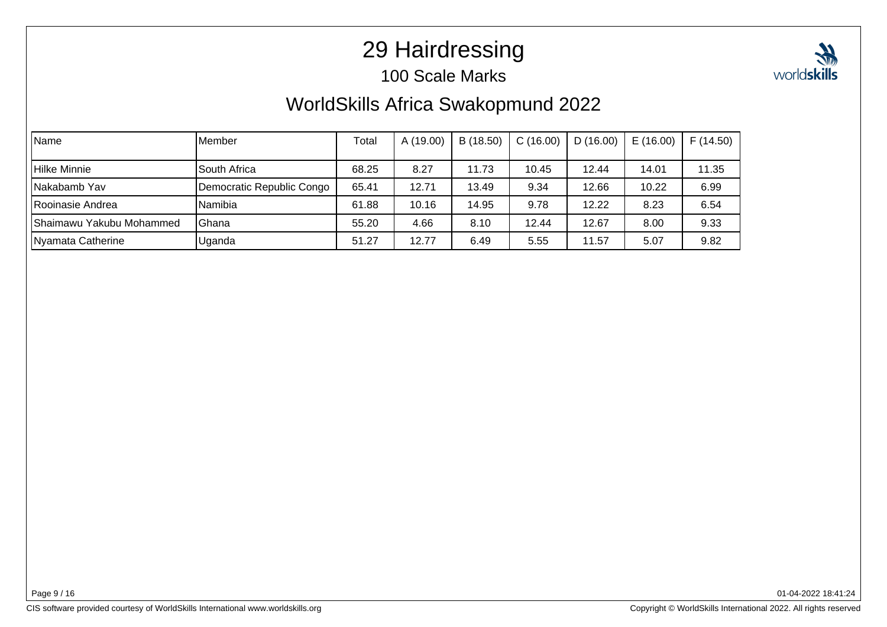# 29 Hairdressing

## 100 Scale Marks

## WorldSkills Africa Swakopmund 2022

| Name | Member | Total | A (19.00) | B (18.50) | C (16.00) | D (16.00) | E (16.00) | F (14.50) |
|---|---|---|---|---|---|---|---|---|
| Hilke Minnie | South Africa | 68.25 | 8.27 | 11.73 | 10.45 | 12.44 | 14.01 | 11.35 |
| Nakabamb Yav | Democratic Republic Congo | 65.41 | 12.71 | 13.49 | 9.34 | 12.66 | 10.22 | 6.99 |
| Rooinasie Andrea | Namibia | 61.88 | 10.16 | 14.95 | 9.78 | 12.22 | 8.23 | 6.54 |
| Shaimawu Yakubu Mohammed | Ghana | 55.20 | 4.66 | 8.10 | 12.44 | 12.67 | 8.00 | 9.33 |
| Nyamata Catherine | Uganda | 51.27 | 12.77 | 6.49 | 5.55 | 11.57 | 5.07 | 9.82 |

01-04-2022 18:41:24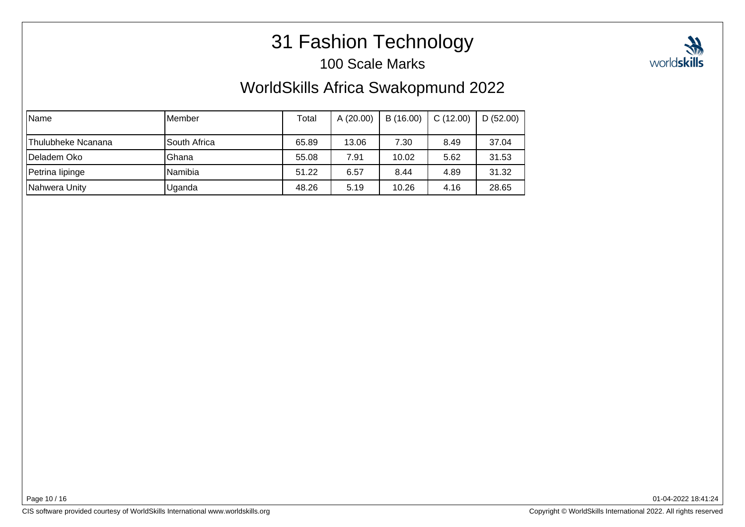# 31 Fashion Technology

## 100 Scale Marks

## WorldSkills Africa Swakopmund 2022

| Name | Member | Total | A (20.00) | B (16.00) | C (12.00) | D (52.00) |
|---|---|---|---|---|---|---|
| Thulubheke Ncanana | South Africa | 65.89 | 13.06 | 7.30 | 8.49 | 37.04 |
| Deladem Oko | Ghana | 55.08 | 7.91 | 10.02 | 5.62 | 31.53 |
| Petrina Iipinge | Namibia | 51.22 | 6.57 | 8.44 | 4.89 | 31.32 |
| Nahwera Unity | Uganda | 48.26 | 5.19 | 10.26 | 4.16 | 28.65 |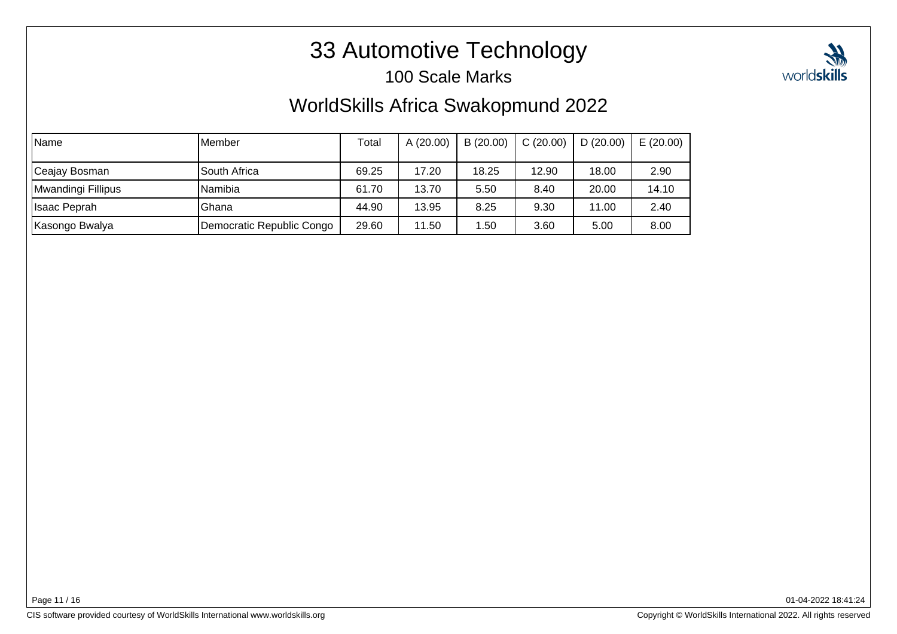# 33 Automotive Technology

## 100 Scale Marks

## WorldSkills Africa Swakopmund 2022

| Name | Member | Total | A (20.00) | B (20.00) | C (20.00) | D (20.00) | E (20.00) |
|---|---|---|---|---|---|---|---|
| Ceajay Bosman | South Africa | 69.25 | 17.20 | 18.25 | 12.90 | 18.00 | 2.90 |
| Mwandingi Fillipus | Namibia | 61.70 | 13.70 | 5.50 | 8.40 | 20.00 | 14.10 |
| Isaac Peprah | Ghana | 44.90 | 13.95 | 8.25 | 9.30 | 11.00 | 2.40 |
| Kasongo Bwalya | Democratic Republic Congo | 29.60 | 11.50 | 1.50 | 3.60 | 5.00 | 8.00 |

01-04-2022 18:41:24

CIS software provided courtesy of WorldSkills International www.worldskills.org

Copyright © WorldSkills International 2022. All rights reserved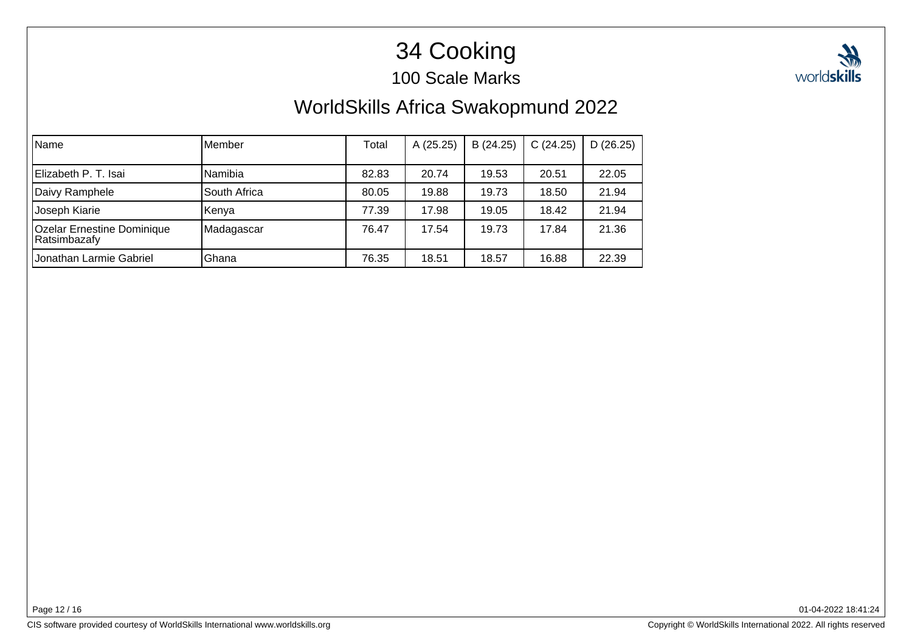# 34 Cooking

## 100 Scale Marks

## WorldSkills Africa Swakopmund 2022

| Name | Member | Total | A (25.25) | B (24.25) | C (24.25) | D (26.25) |
|---|---|---|---|---|---|---|
| Elizabeth P. T. Isai | Namibia | 82.83 | 20.74 | 19.53 | 20.51 | 22.05 |
| Daivy Ramphele | South Africa | 80.05 | 19.88 | 19.73 | 18.50 | 21.94 |
| Joseph Kiarie | Kenya | 77.39 | 17.98 | 19.05 | 18.42 | 21.94 |
| Ozelar Ernestine Dominique Ratsimbazafy | Madagascar | 76.47 | 17.54 | 19.73 | 17.84 | 21.36 |
| Jonathan Larmie Gabriel | Ghana | 76.35 | 18.51 | 18.57 | 16.88 | 22.39 |

01-04-2022 18:41:24

CIS software provided courtesy of WorldSkills International www.worldskills.org

Copyright © WorldSkills International 2022. All rights reserved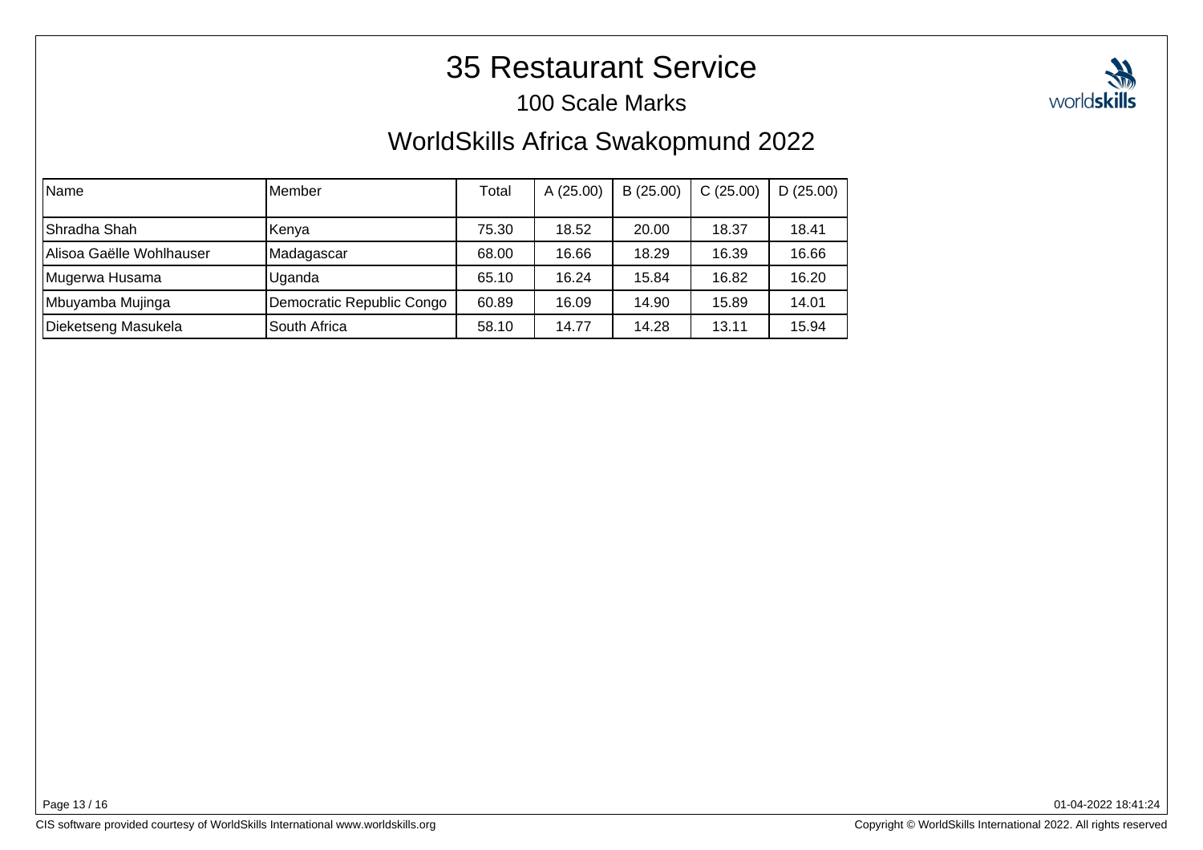# 35 Restaurant Service

## 100 Scale Marks

## WorldSkills Africa Swakopmund 2022

| Name | Member | Total | A (25.00) | B (25.00) | C (25.00) | D (25.00) |
|---|---|---|---|---|---|---|
| Shradha Shah | Kenya | 75.30 | 18.52 | 20.00 | 18.37 | 18.41 |
| Alisoa Gaëlle Wohlhauser | Madagascar | 68.00 | 16.66 | 18.29 | 16.39 | 16.66 |
| Mugerwa Husama | Uganda | 65.10 | 16.24 | 15.84 | 16.82 | 16.20 |
| Mbuyamba Mujinga | Democratic Republic Congo | 60.89 | 16.09 | 14.90 | 15.89 | 14.01 |
| Dieketseng Masukela | South Africa | 58.10 | 14.77 | 14.28 | 13.11 | 15.94 |

01-04-2022 18:41:24

CIS software provided courtesy of WorldSkills International www.worldskills.org

Copyright © WorldSkills International 2022. All rights reserved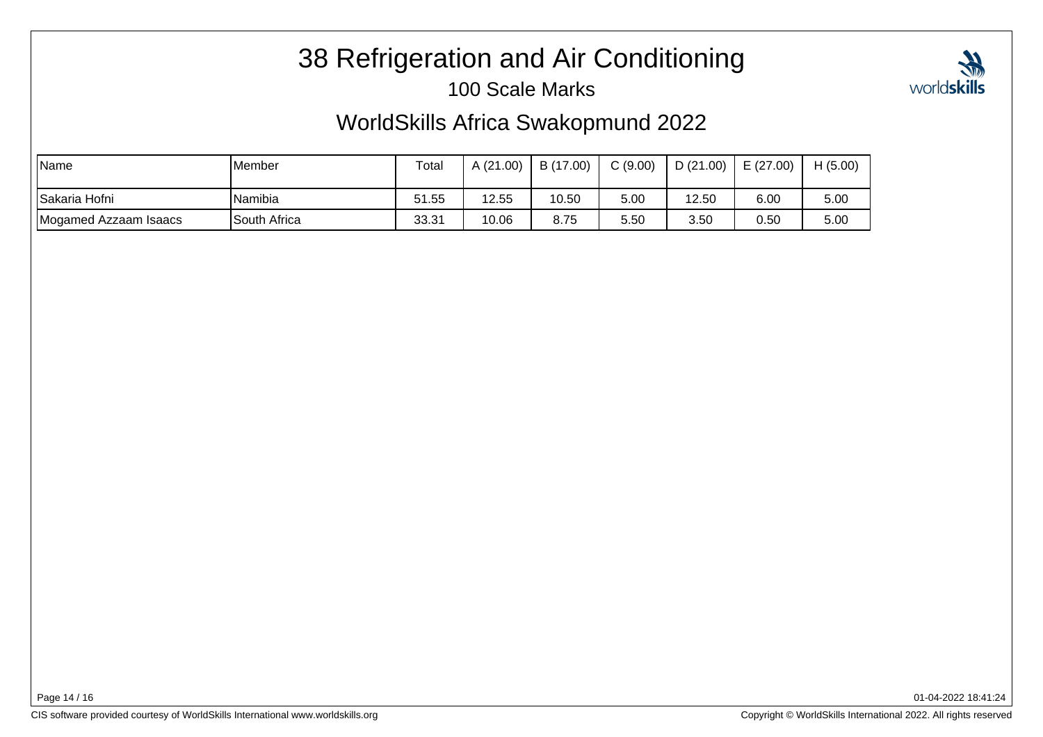# 38 Refrigeration and Air Conditioning

100 Scale Marks

## WorldSkills Africa Swakopmund 2022

| Name | Member | Total | A (21.00) | B (17.00) | C (9.00) | D (21.00) | E (27.00) | H (5.00) |
|---|---|---|---|---|---|---|---|---|
| Sakaria Hofni | Namibia | 51.55 | 12.55 | 10.50 | 5.00 | 12.50 | 6.00 | 5.00 |
| Mogamed Azzaam Isaacs | South Africa | 33.31 | 10.06 | 8.75 | 5.50 | 3.50 | 0.50 | 5.00 |

01-04-2022 18:41:24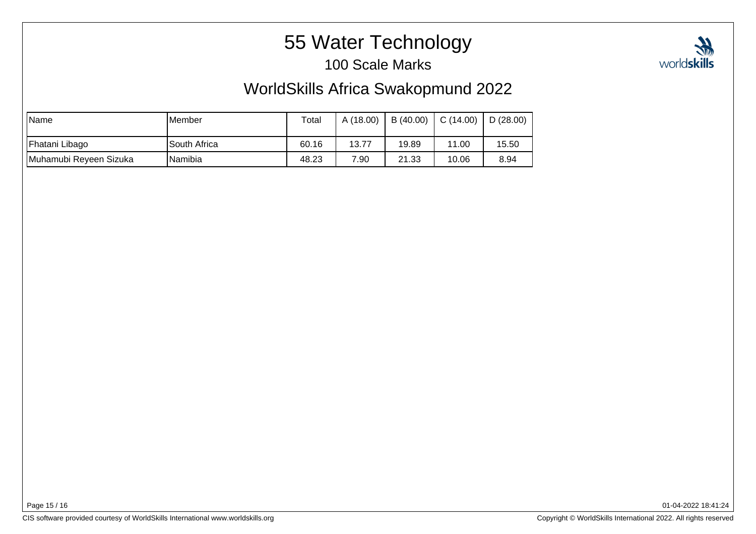# 55 Water Technology

## 100 Scale Marks

## WorldSkills Africa Swakopmund 2022

| Name | Member | Total | A (18.00) | B (40.00) | C (14.00) | D (28.00) |
|---|---|---|---|---|---|---|
| Fhatani Libago | South Africa | 60.16 | 13.77 | 19.89 | 11.00 | 15.50 |
| Muhamubi Reyeen Sizuka | Namibia | 48.23 | 7.90 | 21.33 | 10.06 | 8.94 |

01-04-2022 18:41:24

CIS software provided courtesy of WorldSkills International www.worldskills.org

Copyright © WorldSkills International 2022. All rights reserved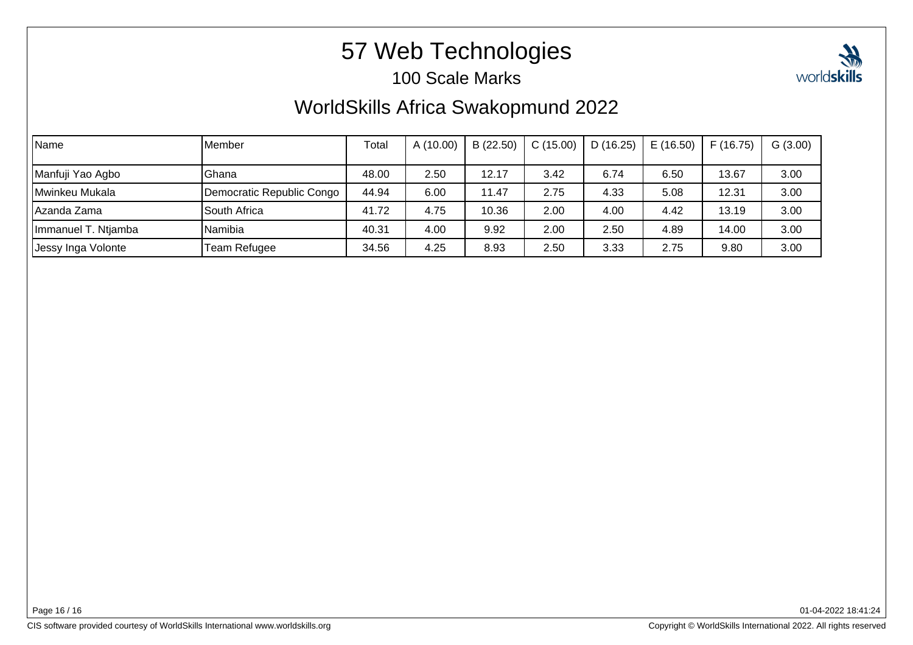# 57 Web Technologies

## 100 Scale Marks

## WorldSkills Africa Swakopmund 2022

| Name | Member | Total | A (10.00) | B (22.50) | C (15.00) | D (16.25) | E (16.50) | F (16.75) | G (3.00) |
|---|---|---|---|---|---|---|---|---|---|
| Manfuji Yao Agbo | Ghana | 48.00 | 2.50 | 12.17 | 3.42 | 6.74 | 6.50 | 13.67 | 3.00 |
| Mwinkeu Mukala | Democratic Republic Congo | 44.94 | 6.00 | 11.47 | 2.75 | 4.33 | 5.08 | 12.31 | 3.00 |
| Azanda Zama | South Africa | 41.72 | 4.75 | 10.36 | 2.00 | 4.00 | 4.42 | 13.19 | 3.00 |
| Immanuel T. Ntjamba | Namibia | 40.31 | 4.00 | 9.92 | 2.00 | 2.50 | 4.89 | 14.00 | 3.00 |
| Jessy Inga Volonte | Team Refugee | 34.56 | 4.25 | 8.93 | 2.50 | 3.33 | 2.75 | 9.80 | 3.00 |

01-04-2022 18:41:24

CIS software provided courtesy of WorldSkills International www.worldskills.org

Copyright © WorldSkills International 2022. All rights reserved